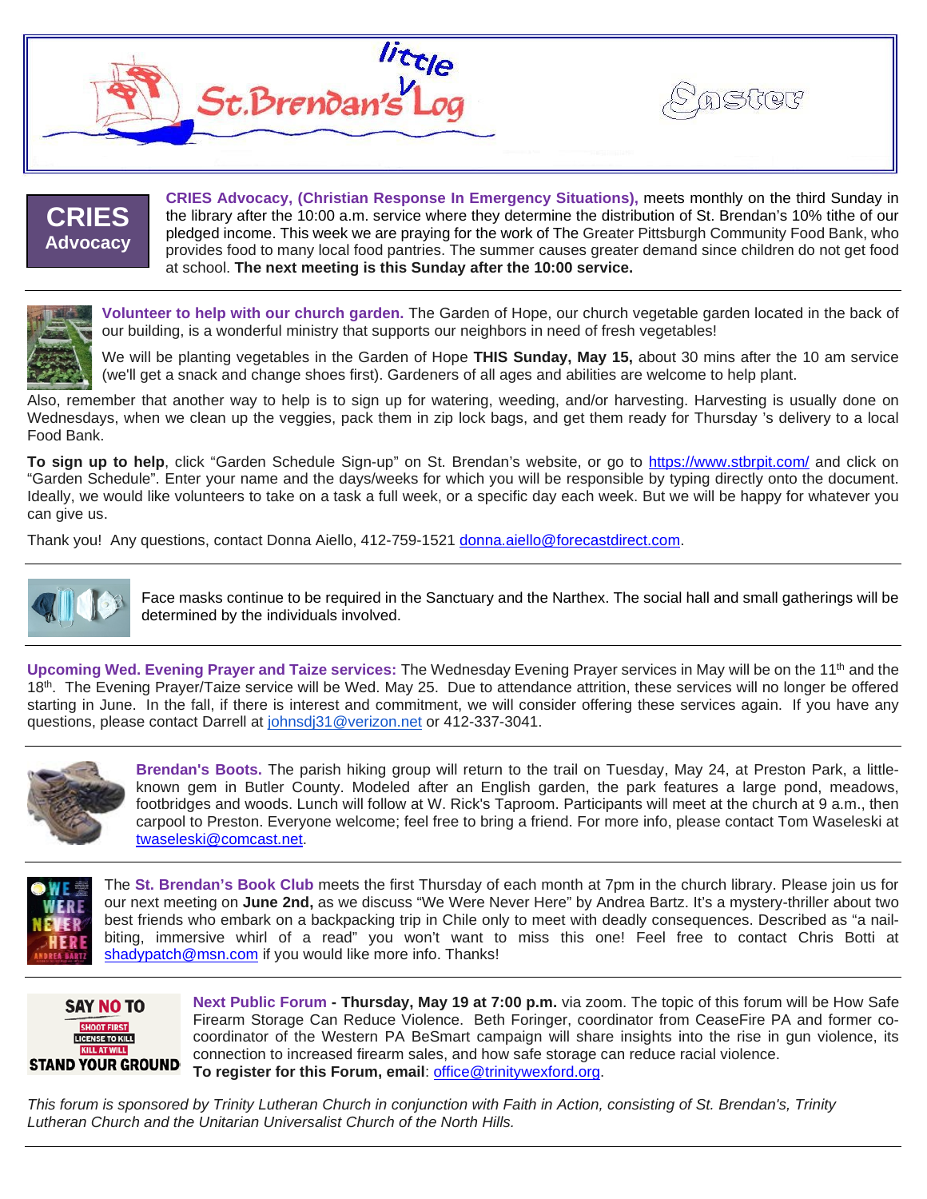# little St. Brendan's Log

Easter

**CRIES Advocacy**

**CRIES Advocacy, (Christian Response In Emergency Situations),** meets monthly on the third Sunday in the library after the 10:00 a.m. service where they determine the distribution of St. Brendan's 10% tithe of our pledged income. This week we are praying for the work of The Greater Pittsburgh Community Food Bank, who provides food to many local food pantries. The summer causes greater demand since children do not get food at school. **The next meeting is this Sunday after the 10:00 service.**

---

**Volunteer to help with our church garden.** The Garden of Hope, our church vegetable garden located in the back of our building, is a wonderful ministry that supports our neighbors in need of fresh vegetables!

We will be planting vegetables in the Garden of Hope **THIS Sunday, May 15,** about 30 mins after the 10 am service (we'll get a snack and change shoes first). Gardeners of all ages and abilities are welcome to help plant.

Also, remember that another way to help is to sign up for watering, weeding, and/or harvesting. Harvesting is usually done on Wednesdays, when we clean up the veggies, pack them in zip lock bags, and get them ready for Thursday 's delivery to a local Food Bank.

**To sign up to help**, click "Garden Schedule Sign-up" on St. Brendan's website, or go to https://www.stbrpit.com/ and click on "Garden Schedule". Enter your name and the days/weeks for which you will be responsible by typing directly onto the document. Ideally, we would like volunteers to take on a task a full week, or a specific day each week. But we will be happy for whatever you can give us.

Thank you! Any questions, contact Donna Aiello, 412-759-1521 donna.aiello@forecastdirect.com.

---

Face masks continue to be required in the Sanctuary and the Narthex. The social hall and small gatherings will be determined by the individuals involved.

---

**Upcoming Wed. Evening Prayer and Taize services:** The Wednesday Evening Prayer services in May will be on the 11th and the 18th. The Evening Prayer/Taize service will be Wed. May 25. Due to attendance attrition, these services will no longer be offered starting in June. In the fall, if there is interest and commitment, we will consider offering these services again. If you have any questions, please contact Darrell at johnsdj31@verizon.net or 412-337-3041.

---

**Brendan's Boots.** The parish hiking group will return to the trail on Tuesday, May 24, at Preston Park, a little-known gem in Butler County. Modeled after an English garden, the park features a large pond, meadows, footbridges and woods. Lunch will follow at W. Rick's Taproom. Participants will meet at the church at 9 a.m., then carpool to Preston. Everyone welcome; feel free to bring a friend. For more info, please contact Tom Waseleski at twaseleski@comcast.net.

---

The **St. Brendan's Book Club** meets the first Thursday of each month at 7pm in the church library. Please join us for our next meeting on **June 2nd,** as we discuss "We Were Never Here" by Andrea Bartz. It's a mystery-thriller about two best friends who embark on a backpacking trip in Chile only to meet with deadly consequences. Described as "a nail-biting, immersive whirl of a read" you won't want to miss this one! Feel free to contact Chris Botti at shadypatch@msn.com if you would like more info. Thanks!

---

**Next Public Forum - Thursday, May 19 at 7:00 p.m.** via zoom. The topic of this forum will be How Safe Firearm Storage Can Reduce Violence. Beth Foringer, coordinator from CeaseFire PA and former co-coordinator of the Western PA BeSmart campaign will share insights into the rise in gun violence, its connection to increased firearm sales, and how safe storage can reduce racial violence.
**To register for this Forum, email**: office@trinitywexford.org.

*This forum is sponsored by Trinity Lutheran Church in conjunction with Faith in Action, consisting of St. Brendan's, Trinity Lutheran Church and the Unitarian Universalist Church of the North Hills.*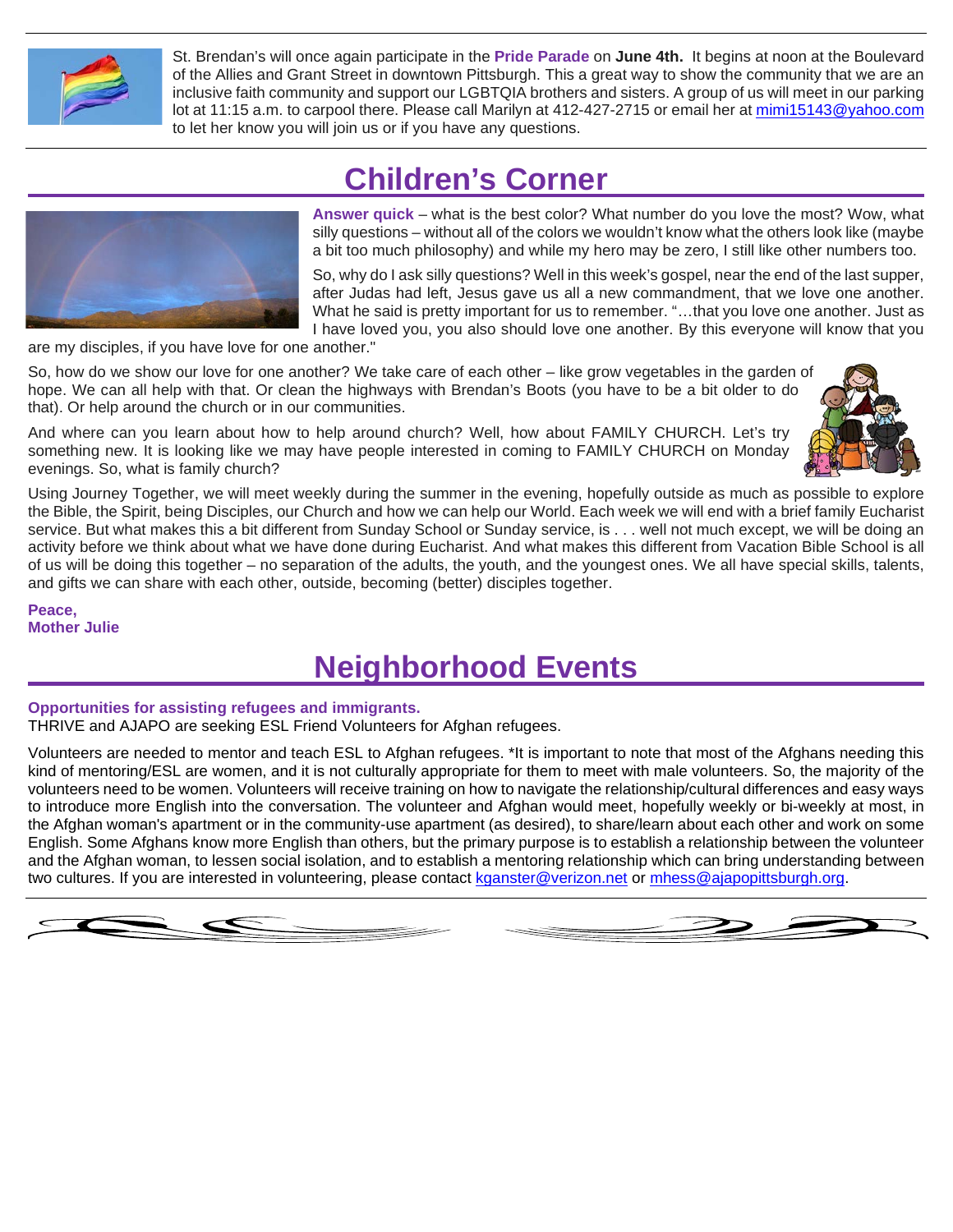St. Brendan's will once again participate in the **Pride Parade** on **June 4th.** It begins at noon at the Boulevard of the Allies and Grant Street in downtown Pittsburgh. This a great way to show the community that we are an inclusive faith community and support our LGBTQIA brothers and sisters. A group of us will meet in our parking lot at 11:15 a.m. to carpool there. Please call Marilyn at 412-427-2715 or email her at mimi15143@yahoo.com to let her know you will join us or if you have any questions.

# Children's Corner

**Answer quick** – what is the best color? What number do you love the most? Wow, what silly questions – without all of the colors we wouldn't know what the others look like (maybe a bit too much philosophy) and while my hero may be zero, I still like other numbers too.

So, why do I ask silly questions? Well in this week's gospel, near the end of the last supper, after Judas had left, Jesus gave us all a new commandment, that we love one another. What he said is pretty important for us to remember. "…that you love one another. Just as I have loved you, you also should love one another. By this everyone will know that you are my disciples, if you have love for one another."

So, how do we show our love for one another? We take care of each other – like grow vegetables in the garden of hope. We can all help with that. Or clean the highways with Brendan's Boots (you have to be a bit older to do that). Or help around the church or in our communities.

And where can you learn about how to help around church? Well, how about FAMILY CHURCH. Let's try something new. It is looking like we may have people interested in coming to FAMILY CHURCH on Monday evenings. So, what is family church?

Using Journey Together, we will meet weekly during the summer in the evening, hopefully outside as much as possible to explore the Bible, the Spirit, being Disciples, our Church and how we can help our World. Each week we will end with a brief family Eucharist service. But what makes this a bit different from Sunday School or Sunday service, is . . . well not much except, we will be doing an activity before we think about what we have done during Eucharist. And what makes this different from Vacation Bible School is all of us will be doing this together – no separation of the adults, the youth, and the youngest ones. We all have special skills, talents, and gifts we can share with each other, outside, becoming (better) disciples together.

**Peace,**
**Mother Julie**

# Neighborhood Events

**Opportunities for assisting refugees and immigrants.**
THRIVE and AJAPO are seeking ESL Friend Volunteers for Afghan refugees.

Volunteers are needed to mentor and teach ESL to Afghan refugees. *It is important to note that most of the Afghans needing this kind of mentoring/ESL are women, and it is not culturally appropriate for them to meet with male volunteers. So, the majority of the volunteers need to be women. Volunteers will receive training on how to navigate the relationship/cultural differences and easy ways to introduce more English into the conversation. The volunteer and Afghan would meet, hopefully weekly or bi-weekly at most, in the Afghan woman's apartment or in the community-use apartment (as desired), to share/learn about each other and work on some English. Some Afghans know more English than others, but the primary purpose is to establish a relationship between the volunteer and the Afghan woman, to lessen social isolation, and to establish a mentoring relationship which can bring understanding between two cultures. If you are interested in volunteering, please contact kganster@verizon.net or mhess@ajapopittsburgh.org.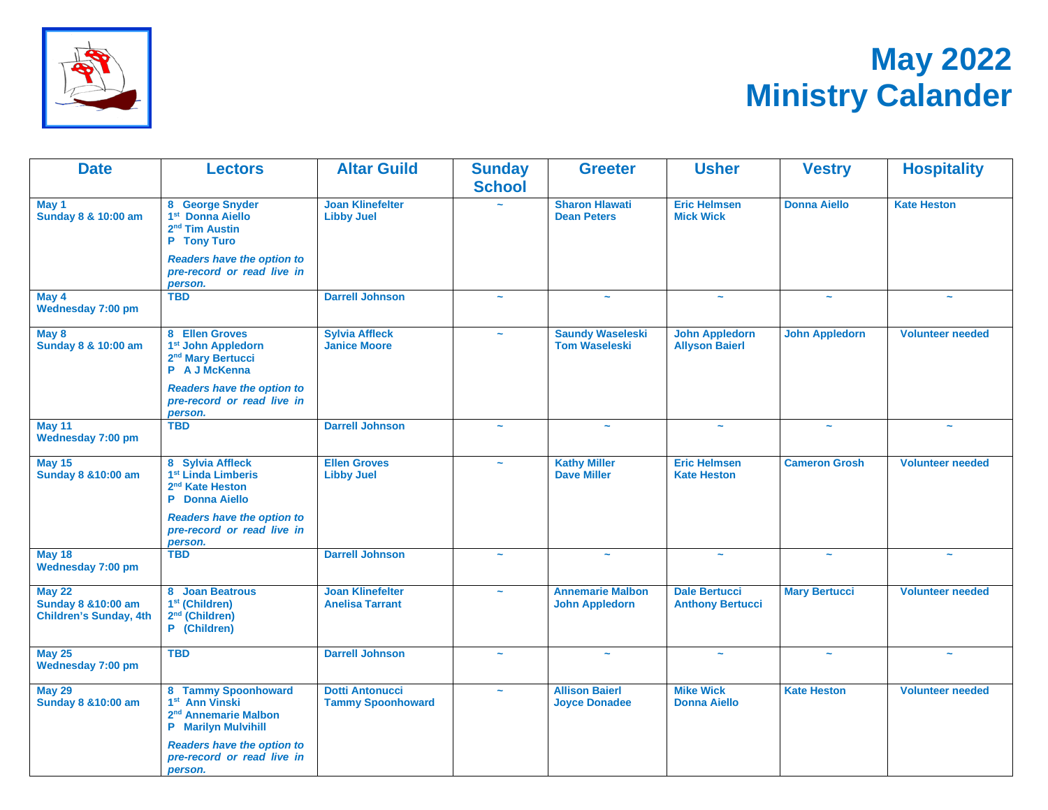# May 2022 Ministry Calander

| Date | Lectors | Altar Guild | Sunday School | Greeter | Usher | Vestry | Hospitality |
|---|---|---|---|---|---|---|---|
| **May 1**<br>**Sunday 8 & 10:00 am** | 8 George Snyder<br>1st Donna Aiello<br>2nd Tim Austin<br>P Tony Turo<br>*Readers have the option to pre-record or read live in person.* | Joan Klinefelter<br>Libby Juel | ~ | Sharon Hlawati<br>Dean Peters | Eric Helmsen<br>Mick Wick | Donna Aiello | Kate Heston |
| **May 4**<br>**Wednesday 7:00 pm** | TBD | Darrell Johnson | ~ | ~ | ~ | ~ | ~ |
| **May 8**<br>**Sunday 8 & 10:00 am** | 8 Ellen Groves<br>1st John Appledorn<br>2nd Mary Bertucci<br>P A J McKenna<br>*Readers have the option to pre-record or read live in person.* | Sylvia Affleck<br>Janice Moore | ~ | Saundy Waseleski<br>Tom Waseleski | John Appledorn<br>Allyson Baierl | John Appledorn | Volunteer needed |
| **May 11**<br>**Wednesday 7:00 pm** | TBD | Darrell Johnson | ~ | ~ | ~ | ~ | ~ |
| **May 15**<br>**Sunday 8 &10:00 am** | 8 Sylvia Affleck<br>1st Linda Limberis<br>2nd Kate Heston<br>P Donna Aiello<br>*Readers have the option to pre-record or read live in person.* | Ellen Groves<br>Libby Juel | ~ | Kathy Miller<br>Dave Miller | Eric Helmsen<br>Kate Heston | Cameron Grosh | Volunteer needed |
| **May 18**<br>**Wednesday 7:00 pm** | TBD | Darrell Johnson | ~ | ~ | ~ | ~ | ~ |
| **May 22**<br>**Sunday 8 &10:00 am**<br>**Children's Sunday, 4th** | 8 Joan Beatrous<br>1st (Children)<br>2nd (Children)<br>P (Children) | Joan Klinefelter<br>Anelisa Tarrant | ~ | Annemarie Malbon<br>John Appledorn | Dale Bertucci<br>Anthony Bertucci | Mary Bertucci | Volunteer needed |
| **May 25**<br>**Wednesday 7:00 pm** | TBD | Darrell Johnson | ~ | ~ | ~ | ~ | ~ |
| **May 29**<br>**Sunday 8 &10:00 am** | 8 Tammy Spoonhoward<br>1st Ann Vinski<br>2nd Annemarie Malbon<br>P Marilyn Mulvihill<br>*Readers have the option to pre-record or read live in person.* | Dotti Antonucci<br>Tammy Spoonhoward | ~ | Allison Baierl<br>Joyce Donadee | Mike Wick<br>Donna Aiello | Kate Heston | Volunteer needed |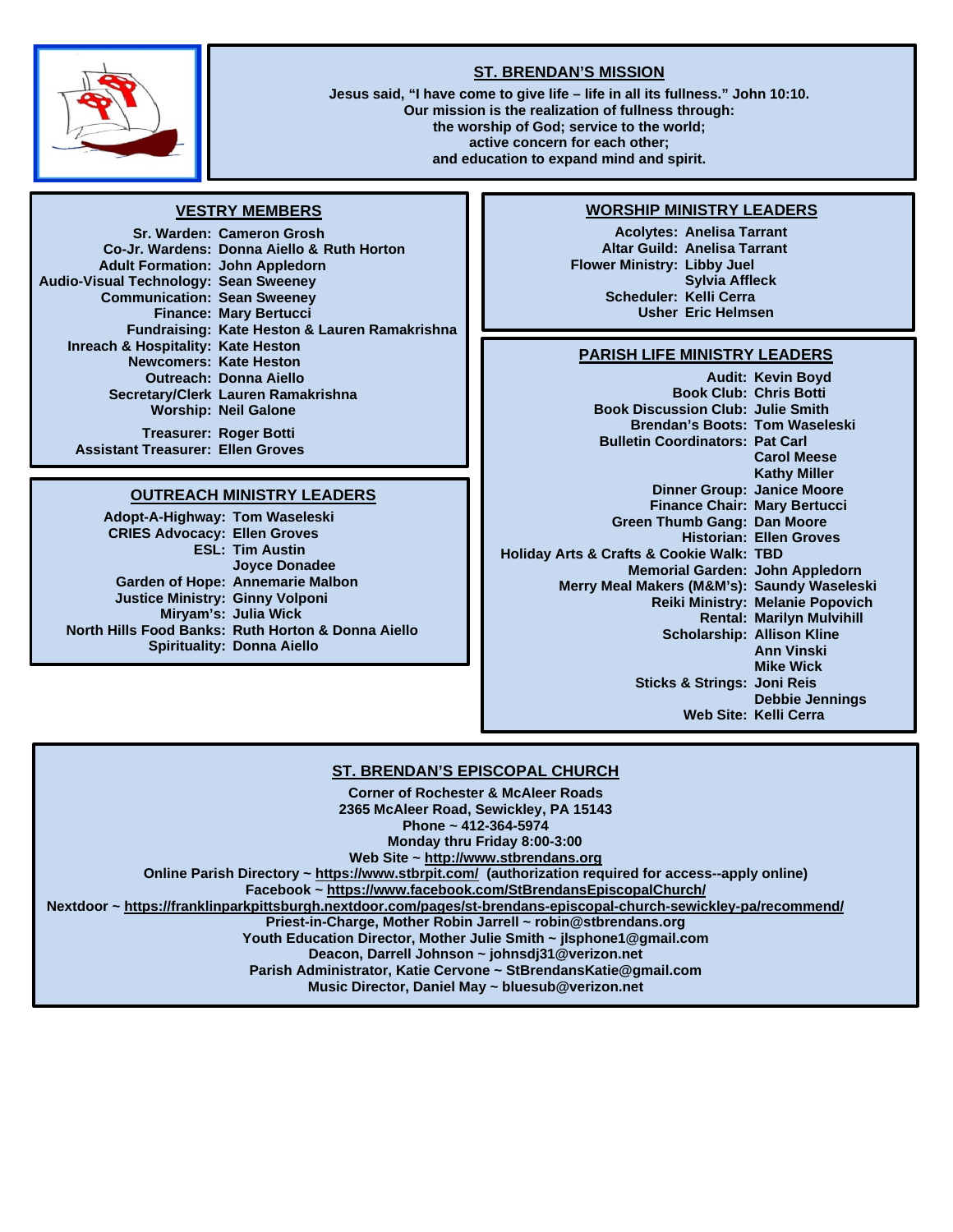## ST. BRENDAN'S MISSION

**Jesus said, "I have come to give life – life in all its fullness." John 10:10.**
**Our mission is the realization of fullness through:**
**the worship of God; service to the world;**
**active concern for each other;**
**and education to expand mind and spirit.**

## VESTRY MEMBERS

**Sr. Warden:** Cameron Grosh
**Co-Jr. Wardens:** Donna Aiello & Ruth Horton
**Adult Formation:** John Appledorn
**Audio-Visual Technology:** Sean Sweeney
**Communication:** Sean Sweeney
**Finance:** Mary Bertucci
**Fundraising:** Kate Heston & Lauren Ramakrishna
**Inreach & Hospitality:** Kate Heston
**Newcomers:** Kate Heston
**Outreach:** Donna Aiello
**Secretary/Clerk** Lauren Ramakrishna
**Worship:** Neil Galone

**Treasurer:** Roger Botti
**Assistant Treasurer:** Ellen Groves

## OUTREACH MINISTRY LEADERS

**Adopt-A-Highway:** Tom Waseleski
**CRIES Advocacy:** Ellen Groves
**ESL:** Tim Austin
Joyce Donadee
**Garden of Hope:** Annemarie Malbon
**Justice Ministry:** Ginny Volponi
**Miryam's:** Julia Wick
**North Hills Food Banks:** Ruth Horton & Donna Aiello
**Spirituality:** Donna Aiello

## WORSHIP MINISTRY LEADERS

**Acolytes:** Anelisa Tarrant
**Altar Guild:** Anelisa Tarrant
**Flower Ministry:** Libby Juel
Sylvia Affleck
**Scheduler:** Kelli Cerra
**Usher** Eric Helmsen

## PARISH LIFE MINISTRY LEADERS

**Audit:** Kevin Boyd
**Book Club:** Chris Botti
**Book Discussion Club:** Julie Smith
**Brendan's Boots:** Tom Waseleski
**Bulletin Coordinators:** Pat Carl
Carol Meese
Kathy Miller
**Dinner Group:** Janice Moore
**Finance Chair:** Mary Bertucci
**Green Thumb Gang:** Dan Moore
**Historian:** Ellen Groves
**Holiday Arts & Crafts & Cookie Walk:** TBD
**Memorial Garden:** John Appledorn
**Merry Meal Makers (M&M's):** Saundy Waseleski
**Reiki Ministry:** Melanie Popovich
**Rental:** Marilyn Mulvihill
**Scholarship:** Allison Kline
Ann Vinski
Mike Wick
**Sticks & Strings:** Joni Reis
Debbie Jennings
**Web Site:** Kelli Cerra

## ST. BRENDAN'S EPISCOPAL CHURCH

**Corner of Rochester & McAleer Roads**
**2365 McAleer Road, Sewickley, PA 15143**
**Phone ~ 412-364-5974**
**Monday thru Friday 8:00-3:00**
**Web Site ~ http://www.stbrendans.org**
**Online Parish Directory ~ https://www.stbrpit.com/ (authorization required for access--apply online)**
**Facebook ~ https://www.facebook.com/StBrendansEpiscopalChurch/**
**Nextdoor ~ https://franklinparkpittsburgh.nextdoor.com/pages/st-brendans-episcopal-church-sewickley-pa/recommend/**
**Priest-in-Charge, Mother Robin Jarrell ~ robin@stbrendans.org**
**Youth Education Director, Mother Julie Smith ~ jlsphone1@gmail.com**
**Deacon, Darrell Johnson ~ johnsdj31@verizon.net**
**Parish Administrator, Katie Cervone ~ StBrendansKatie@gmail.com**
**Music Director, Daniel May ~ bluesub@verizon.net**